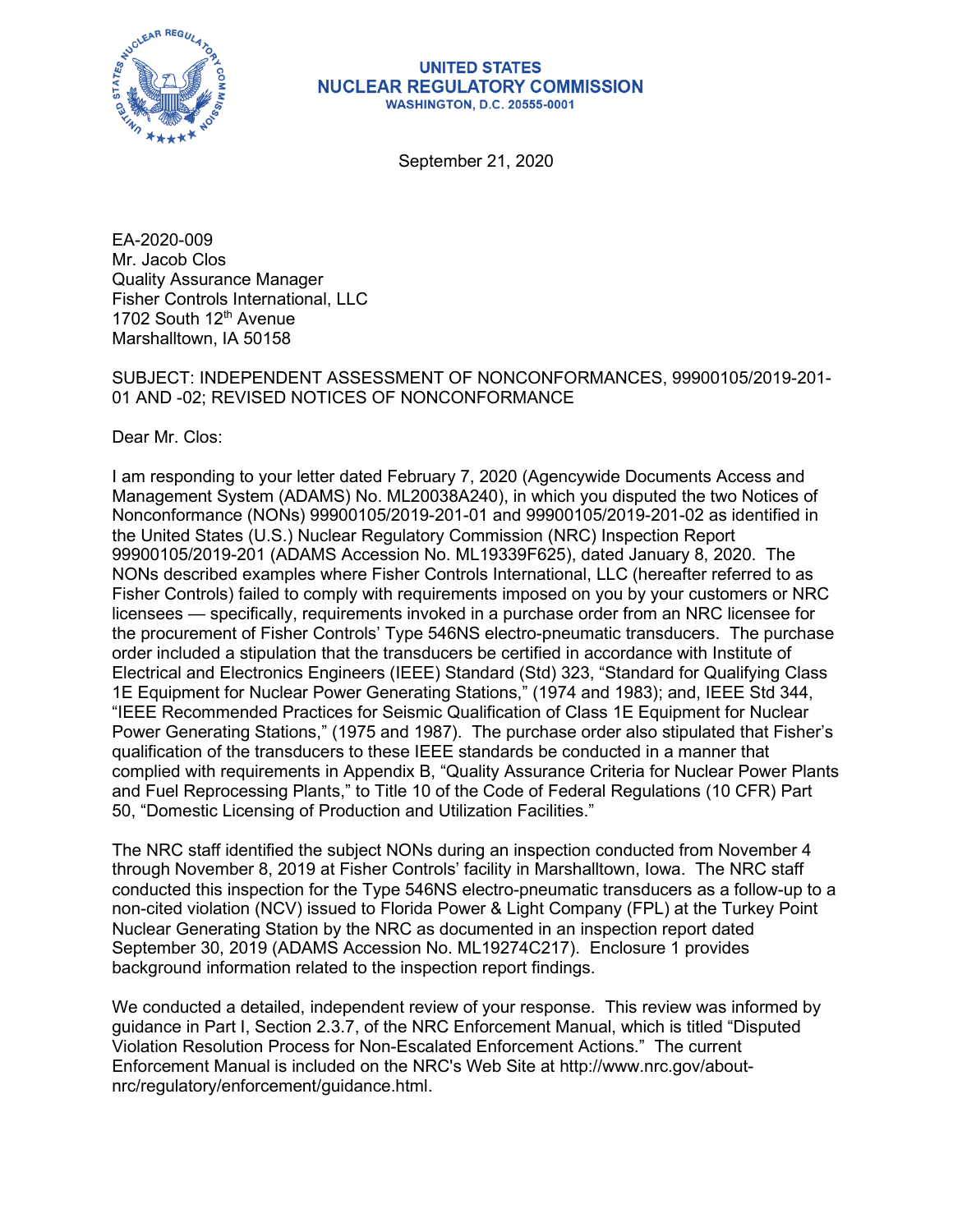**UNITED STATES**
**NUCLEAR REGULATORY COMMISSION**
**WASHINGTON, D.C. 20555-0001**

September 21, 2020

EA-2020-009
Mr. Jacob Clos
Quality Assurance Manager
Fisher Controls International, LLC
1702 South 12th Avenue
Marshalltown, IA 50158

SUBJECT: INDEPENDENT ASSESSMENT OF NONCONFORMANCES, 99900105/2019-201-01 AND -02; REVISED NOTICES OF NONCONFORMANCE

Dear Mr. Clos:

I am responding to your letter dated February 7, 2020 (Agencywide Documents Access and Management System (ADAMS) No. ML20038A240), in which you disputed the two Notices of Nonconformance (NONs) 99900105/2019-201-01 and 99900105/2019-201-02 as identified in the United States (U.S.) Nuclear Regulatory Commission (NRC) Inspection Report 99900105/2019-201 (ADAMS Accession No. ML19339F625), dated January 8, 2020. The NONs described examples where Fisher Controls International, LLC (hereafter referred to as Fisher Controls) failed to comply with requirements imposed on you by your customers or NRC licensees — specifically, requirements invoked in a purchase order from an NRC licensee for the procurement of Fisher Controls' Type 546NS electro-pneumatic transducers. The purchase order included a stipulation that the transducers be certified in accordance with Institute of Electrical and Electronics Engineers (IEEE) Standard (Std) 323, "Standard for Qualifying Class 1E Equipment for Nuclear Power Generating Stations," (1974 and 1983); and, IEEE Std 344, "IEEE Recommended Practices for Seismic Qualification of Class 1E Equipment for Nuclear Power Generating Stations," (1975 and 1987). The purchase order also stipulated that Fisher's qualification of the transducers to these IEEE standards be conducted in a manner that complied with requirements in Appendix B, "Quality Assurance Criteria for Nuclear Power Plants and Fuel Reprocessing Plants," to Title 10 of the Code of Federal Regulations (10 CFR) Part 50, "Domestic Licensing of Production and Utilization Facilities."

The NRC staff identified the subject NONs during an inspection conducted from November 4 through November 8, 2019 at Fisher Controls' facility in Marshalltown, Iowa. The NRC staff conducted this inspection for the Type 546NS electro-pneumatic transducers as a follow-up to a non-cited violation (NCV) issued to Florida Power & Light Company (FPL) at the Turkey Point Nuclear Generating Station by the NRC as documented in an inspection report dated September 30, 2019 (ADAMS Accession No. ML19274C217). Enclosure 1 provides background information related to the inspection report findings.

We conducted a detailed, independent review of your response. This review was informed by guidance in Part I, Section 2.3.7, of the NRC Enforcement Manual, which is titled "Disputed Violation Resolution Process for Non-Escalated Enforcement Actions." The current Enforcement Manual is included on the NRC's Web Site at http://www.nrc.gov/about-nrc/regulatory/enforcement/guidance.html.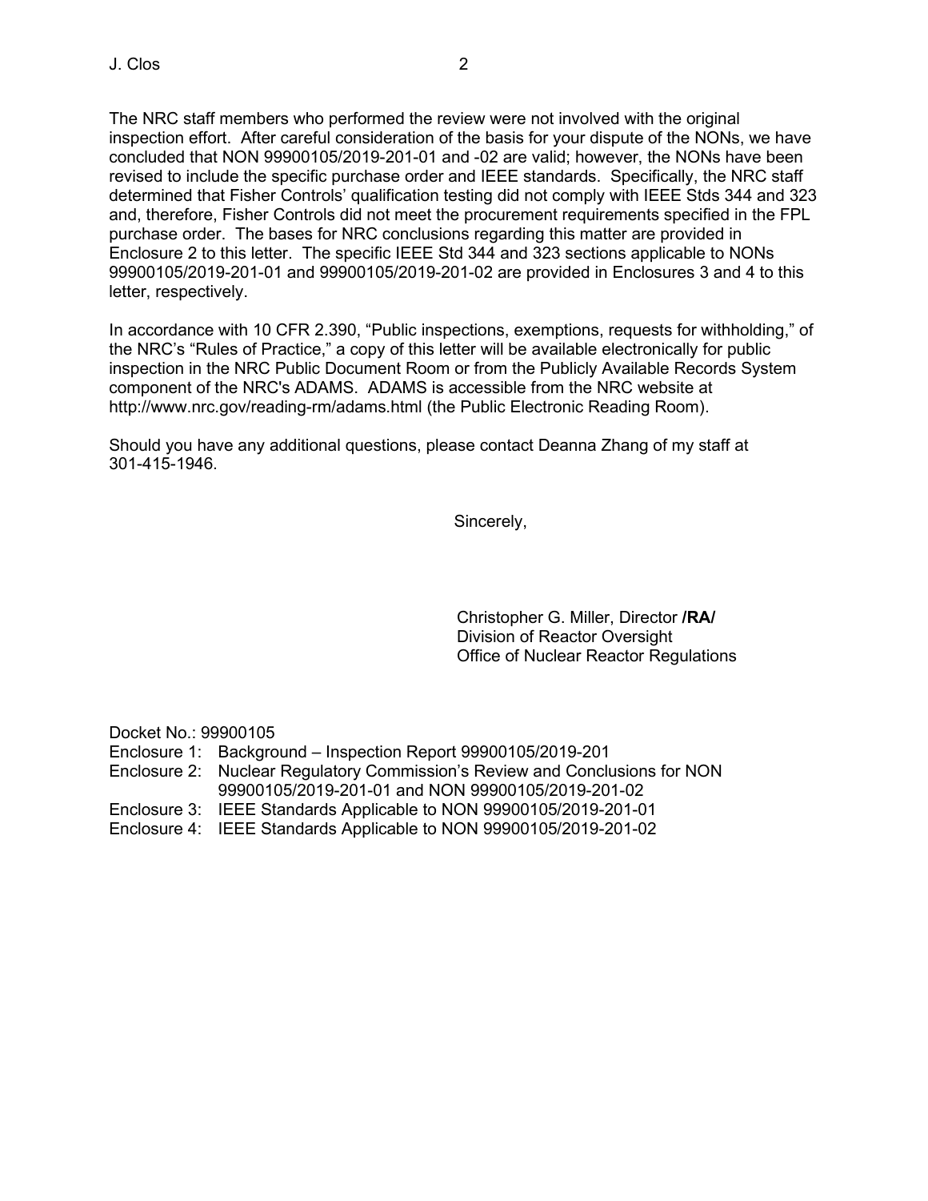The NRC staff members who performed the review were not involved with the original inspection effort. After careful consideration of the basis for your dispute of the NONs, we have concluded that NON 99900105/2019-201-01 and -02 are valid; however, the NONs have been revised to include the specific purchase order and IEEE standards. Specifically, the NRC staff determined that Fisher Controls' qualification testing did not comply with IEEE Stds 344 and 323 and, therefore, Fisher Controls did not meet the procurement requirements specified in the FPL purchase order. The bases for NRC conclusions regarding this matter are provided in Enclosure 2 to this letter. The specific IEEE Std 344 and 323 sections applicable to NONs 99900105/2019-201-01 and 99900105/2019-201-02 are provided in Enclosures 3 and 4 to this letter, respectively.

In accordance with 10 CFR 2.390, "Public inspections, exemptions, requests for withholding," of the NRC's "Rules of Practice," a copy of this letter will be available electronically for public inspection in the NRC Public Document Room or from the Publicly Available Records System component of the NRC's ADAMS. ADAMS is accessible from the NRC website at http://www.nrc.gov/reading-rm/adams.html (the Public Electronic Reading Room).

Should you have any additional questions, please contact Deanna Zhang of my staff at 301-415-1946.

Sincerely,

Christopher G. Miller, Director **/RA/**
Division of Reactor Oversight
Office of Nuclear Reactor Regulations

Docket No.: 99900105

Enclosure 1: Background – Inspection Report 99900105/2019-201
Enclosure 2: Nuclear Regulatory Commission's Review and Conclusions for NON 99900105/2019-201-01 and NON 99900105/2019-201-02
Enclosure 3: IEEE Standards Applicable to NON 99900105/2019-201-01
Enclosure 4: IEEE Standards Applicable to NON 99900105/2019-201-02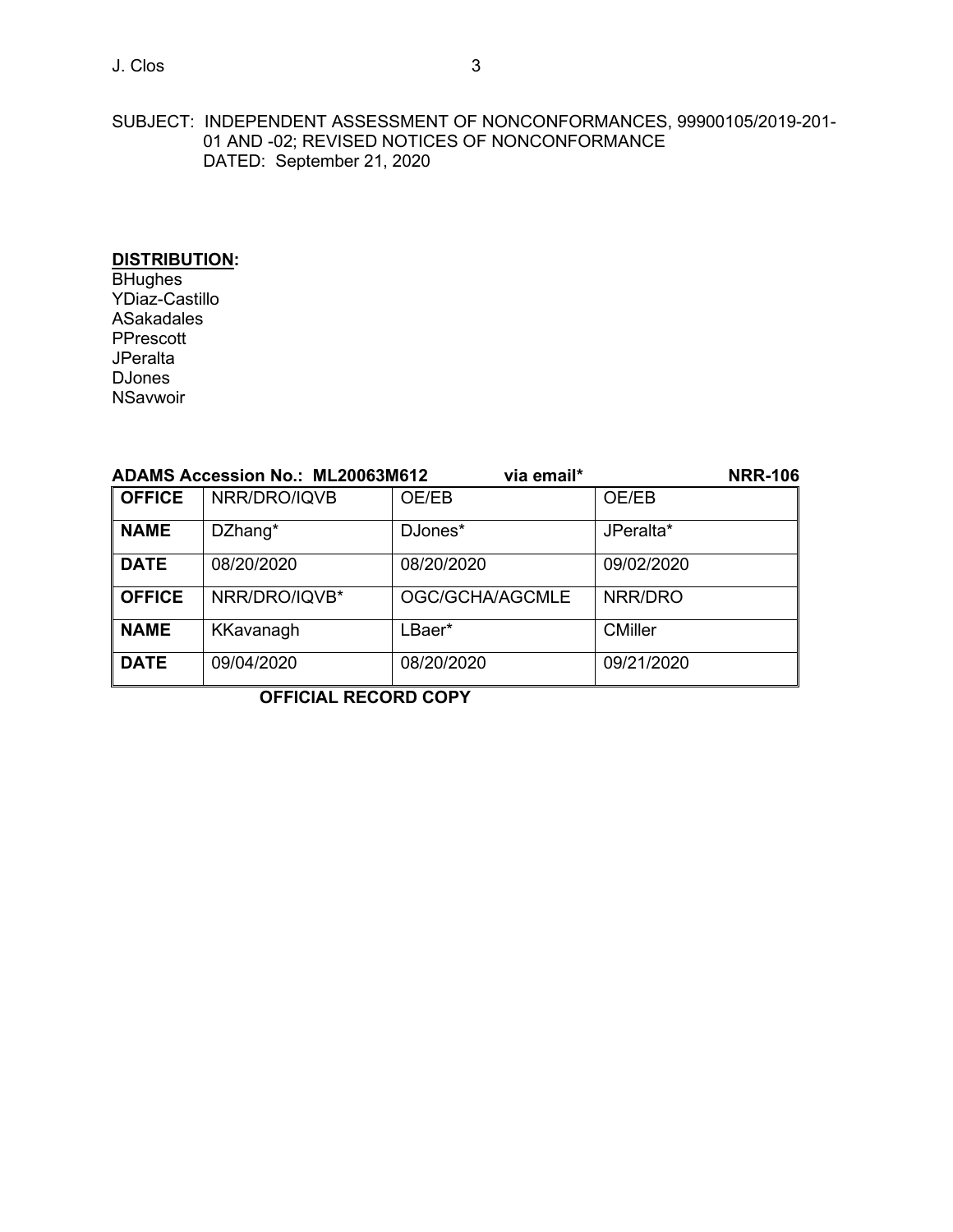SUBJECT: INDEPENDENT ASSESSMENT OF NONCONFORMANCES, 99900105/2019-201-01 AND -02; REVISED NOTICES OF NONCONFORMANCE
DATED: September 21, 2020

**DISTRIBUTION:**
BHughes
YDiaz-Castillo
ASakadales
PPrescott
JPeralta
DJones
NSavwoir

**ADAMS Accession No.: ML20063M612** **via email*** **NRR-106**

| **OFFICE** | NRR/DRO/IQVB | OE/EB | OE/EB |
|---|---|---|---|
| **NAME** | DZhang* | DJones* | JPeralta* |
| **DATE** | 08/20/2020 | 08/20/2020 | 09/02/2020 |
| **OFFICE** | NRR/DRO/IQVB* | OGC/GCHA/AGCMLE | NRR/DRO |
| **NAME** | KKavanagh | LBaer* | CMiller |
| **DATE** | 09/04/2020 | 08/20/2020 | 09/21/2020 |

**OFFICIAL RECORD COPY**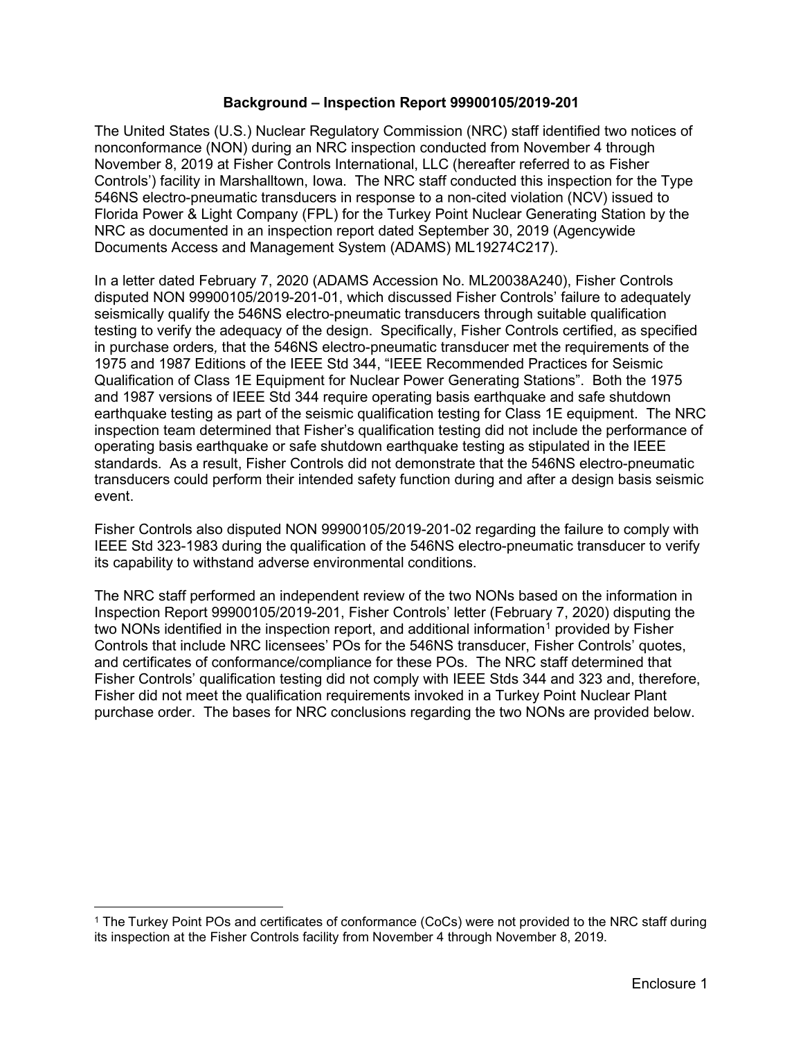### Background – Inspection Report 99900105/2019-201

The United States (U.S.) Nuclear Regulatory Commission (NRC) staff identified two notices of nonconformance (NON) during an NRC inspection conducted from November 4 through November 8, 2019 at Fisher Controls International, LLC (hereafter referred to as Fisher Controls') facility in Marshalltown, Iowa. The NRC staff conducted this inspection for the Type 546NS electro-pneumatic transducers in response to a non-cited violation (NCV) issued to Florida Power & Light Company (FPL) for the Turkey Point Nuclear Generating Station by the NRC as documented in an inspection report dated September 30, 2019 (Agencywide Documents Access and Management System (ADAMS) ML19274C217).

In a letter dated February 7, 2020 (ADAMS Accession No. ML20038A240), Fisher Controls disputed NON 99900105/2019-201-01, which discussed Fisher Controls' failure to adequately seismically qualify the 546NS electro-pneumatic transducers through suitable qualification testing to verify the adequacy of the design. Specifically, Fisher Controls certified, as specified in purchase orders*,* that the 546NS electro-pneumatic transducer met the requirements of the 1975 and 1987 Editions of the IEEE Std 344, "IEEE Recommended Practices for Seismic Qualification of Class 1E Equipment for Nuclear Power Generating Stations". Both the 1975 and 1987 versions of IEEE Std 344 require operating basis earthquake and safe shutdown earthquake testing as part of the seismic qualification testing for Class 1E equipment. The NRC inspection team determined that Fisher's qualification testing did not include the performance of operating basis earthquake or safe shutdown earthquake testing as stipulated in the IEEE standards. As a result, Fisher Controls did not demonstrate that the 546NS electro-pneumatic transducers could perform their intended safety function during and after a design basis seismic event.

Fisher Controls also disputed NON 99900105/2019-201-02 regarding the failure to comply with IEEE Std 323-1983 during the qualification of the 546NS electro-pneumatic transducer to verify its capability to withstand adverse environmental conditions.

The NRC staff performed an independent review of the two NONs based on the information in Inspection Report 99900105/2019-201, Fisher Controls' letter (February 7, 2020) disputing the two NONs identified in the inspection report, and additional information[1] provided by Fisher Controls that include NRC licensees' POs for the 546NS transducer, Fisher Controls' quotes, and certificates of conformance/compliance for these POs. The NRC staff determined that Fisher Controls' qualification testing did not comply with IEEE Stds 344 and 323 and, therefore, Fisher did not meet the qualification requirements invoked in a Turkey Point Nuclear Plant purchase order. The bases for NRC conclusions regarding the two NONs are provided below.

---

[1] The Turkey Point POs and certificates of conformance (CoCs) were not provided to the NRC staff during its inspection at the Fisher Controls facility from November 4 through November 8, 2019.

Enclosure 1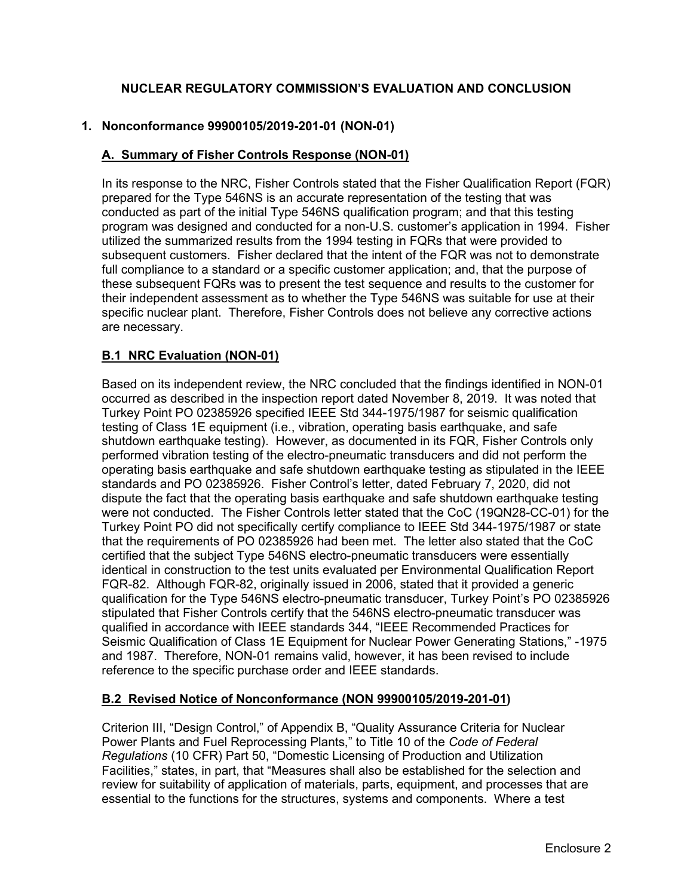## NUCLEAR REGULATORY COMMISSION'S EVALUATION AND CONCLUSION

### 1. Nonconformance 99900105/2019-201-01 (NON-01)

#### A. Summary of Fisher Controls Response (NON-01)

In its response to the NRC, Fisher Controls stated that the Fisher Qualification Report (FQR) prepared for the Type 546NS is an accurate representation of the testing that was conducted as part of the initial Type 546NS qualification program; and that this testing program was designed and conducted for a non-U.S. customer's application in 1994. Fisher utilized the summarized results from the 1994 testing in FQRs that were provided to subsequent customers. Fisher declared that the intent of the FQR was not to demonstrate full compliance to a standard or a specific customer application; and, that the purpose of these subsequent FQRs was to present the test sequence and results to the customer for their independent assessment as to whether the Type 546NS was suitable for use at their specific nuclear plant. Therefore, Fisher Controls does not believe any corrective actions are necessary.

#### B.1 NRC Evaluation (NON-01)

Based on its independent review, the NRC concluded that the findings identified in NON-01 occurred as described in the inspection report dated November 8, 2019. It was noted that Turkey Point PO 02385926 specified IEEE Std 344-1975/1987 for seismic qualification testing of Class 1E equipment (i.e., vibration, operating basis earthquake, and safe shutdown earthquake testing). However, as documented in its FQR, Fisher Controls only performed vibration testing of the electro-pneumatic transducers and did not perform the operating basis earthquake and safe shutdown earthquake testing as stipulated in the IEEE standards and PO 02385926. Fisher Control's letter, dated February 7, 2020, did not dispute the fact that the operating basis earthquake and safe shutdown earthquake testing were not conducted. The Fisher Controls letter stated that the CoC (19QN28-CC-01) for the Turkey Point PO did not specifically certify compliance to IEEE Std 344-1975/1987 or state that the requirements of PO 02385926 had been met. The letter also stated that the CoC certified that the subject Type 546NS electro-pneumatic transducers were essentially identical in construction to the test units evaluated per Environmental Qualification Report FQR-82. Although FQR-82, originally issued in 2006, stated that it provided a generic qualification for the Type 546NS electro-pneumatic transducer, Turkey Point's PO 02385926 stipulated that Fisher Controls certify that the 546NS electro-pneumatic transducer was qualified in accordance with IEEE standards 344, "IEEE Recommended Practices for Seismic Qualification of Class 1E Equipment for Nuclear Power Generating Stations," -1975 and 1987. Therefore, NON-01 remains valid, however, it has been revised to include reference to the specific purchase order and IEEE standards.

#### B.2 Revised Notice of Nonconformance (NON 99900105/2019-201-01)

Criterion III, "Design Control," of Appendix B, "Quality Assurance Criteria for Nuclear Power Plants and Fuel Reprocessing Plants," to Title 10 of the *Code of Federal Regulations* (10 CFR) Part 50, "Domestic Licensing of Production and Utilization Facilities," states, in part, that "Measures shall also be established for the selection and review for suitability of application of materials, parts, equipment, and processes that are essential to the functions for the structures, systems and components. Where a test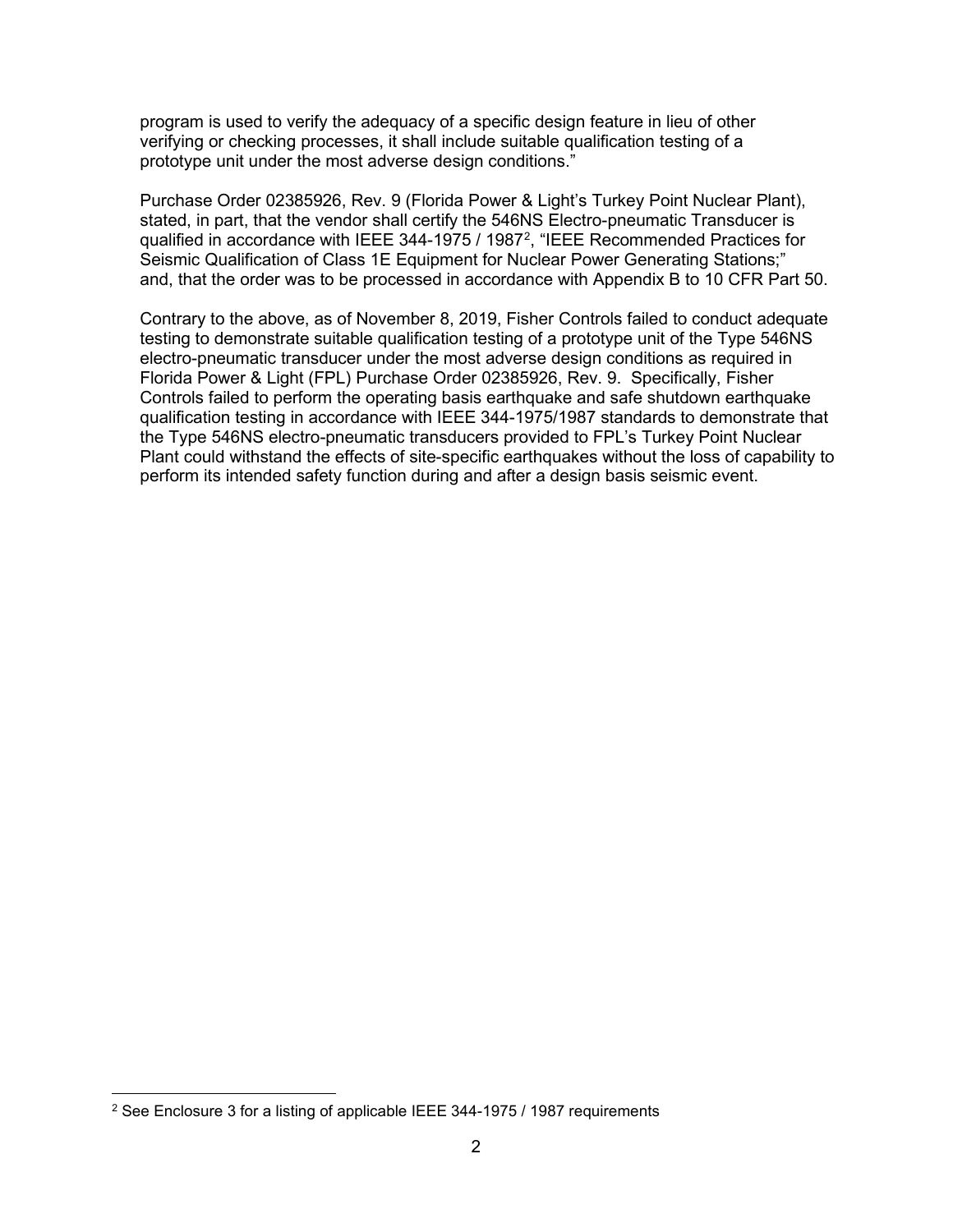program is used to verify the adequacy of a specific design feature in lieu of other verifying or checking processes, it shall include suitable qualification testing of a prototype unit under the most adverse design conditions."

Purchase Order 02385926, Rev. 9 (Florida Power & Light's Turkey Point Nuclear Plant), stated, in part, that the vendor shall certify the 546NS Electro-pneumatic Transducer is qualified in accordance with IEEE 344-1975 / 1987[2], "IEEE Recommended Practices for Seismic Qualification of Class 1E Equipment for Nuclear Power Generating Stations;" and, that the order was to be processed in accordance with Appendix B to 10 CFR Part 50.

Contrary to the above, as of November 8, 2019, Fisher Controls failed to conduct adequate testing to demonstrate suitable qualification testing of a prototype unit of the Type 546NS electro-pneumatic transducer under the most adverse design conditions as required in Florida Power & Light (FPL) Purchase Order 02385926, Rev. 9. Specifically, Fisher Controls failed to perform the operating basis earthquake and safe shutdown earthquake qualification testing in accordance with IEEE 344-1975/1987 standards to demonstrate that the Type 546NS electro-pneumatic transducers provided to FPL's Turkey Point Nuclear Plant could withstand the effects of site-specific earthquakes without the loss of capability to perform its intended safety function during and after a design basis seismic event.

[2] See Enclosure 3 for a listing of applicable IEEE 344-1975 / 1987 requirements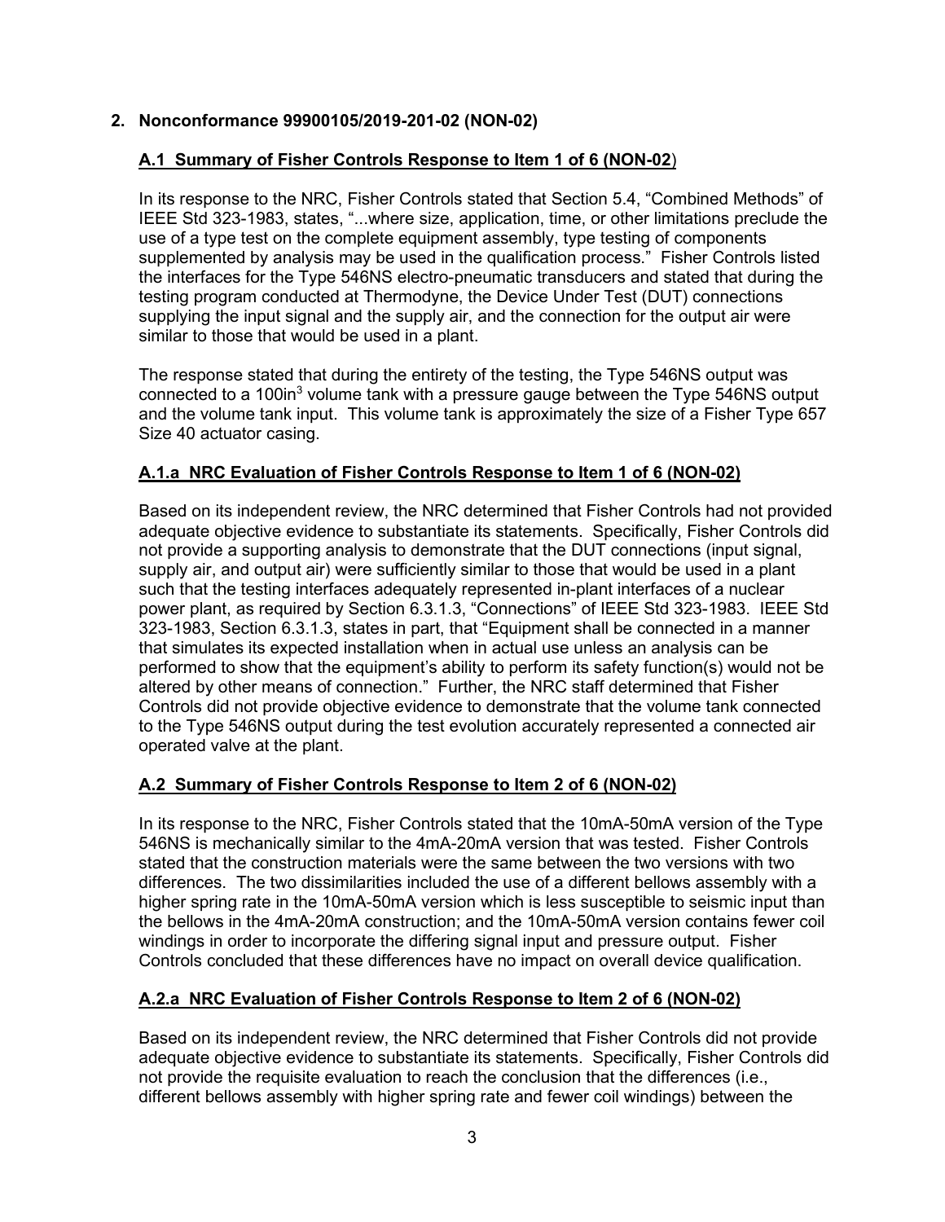## 2. Nonconformance 99900105/2019-201-02 (NON-02)

### A.1 Summary of Fisher Controls Response to Item 1 of 6 (NON-02)

In its response to the NRC, Fisher Controls stated that Section 5.4, "Combined Methods" of IEEE Std 323-1983, states, "...where size, application, time, or other limitations preclude the use of a type test on the complete equipment assembly, type testing of components supplemented by analysis may be used in the qualification process." Fisher Controls listed the interfaces for the Type 546NS electro-pneumatic transducers and stated that during the testing program conducted at Thermodyne, the Device Under Test (DUT) connections supplying the input signal and the supply air, and the connection for the output air were similar to those that would be used in a plant.

The response stated that during the entirety of the testing, the Type 546NS output was connected to a 100in$^3$ volume tank with a pressure gauge between the Type 546NS output and the volume tank input. This volume tank is approximately the size of a Fisher Type 657 Size 40 actuator casing.

### A.1.a NRC Evaluation of Fisher Controls Response to Item 1 of 6 (NON-02)

Based on its independent review, the NRC determined that Fisher Controls had not provided adequate objective evidence to substantiate its statements. Specifically, Fisher Controls did not provide a supporting analysis to demonstrate that the DUT connections (input signal, supply air, and output air) were sufficiently similar to those that would be used in a plant such that the testing interfaces adequately represented in-plant interfaces of a nuclear power plant, as required by Section 6.3.1.3, "Connections" of IEEE Std 323-1983. IEEE Std 323-1983, Section 6.3.1.3, states in part, that "Equipment shall be connected in a manner that simulates its expected installation when in actual use unless an analysis can be performed to show that the equipment's ability to perform its safety function(s) would not be altered by other means of connection." Further, the NRC staff determined that Fisher Controls did not provide objective evidence to demonstrate that the volume tank connected to the Type 546NS output during the test evolution accurately represented a connected air operated valve at the plant.

### A.2 Summary of Fisher Controls Response to Item 2 of 6 (NON-02)

In its response to the NRC, Fisher Controls stated that the 10mA-50mA version of the Type 546NS is mechanically similar to the 4mA-20mA version that was tested. Fisher Controls stated that the construction materials were the same between the two versions with two differences. The two dissimilarities included the use of a different bellows assembly with a higher spring rate in the 10mA-50mA version which is less susceptible to seismic input than the bellows in the 4mA-20mA construction; and the 10mA-50mA version contains fewer coil windings in order to incorporate the differing signal input and pressure output. Fisher Controls concluded that these differences have no impact on overall device qualification.

### A.2.a NRC Evaluation of Fisher Controls Response to Item 2 of 6 (NON-02)

Based on its independent review, the NRC determined that Fisher Controls did not provide adequate objective evidence to substantiate its statements. Specifically, Fisher Controls did not provide the requisite evaluation to reach the conclusion that the differences (i.e., different bellows assembly with higher spring rate and fewer coil windings) between the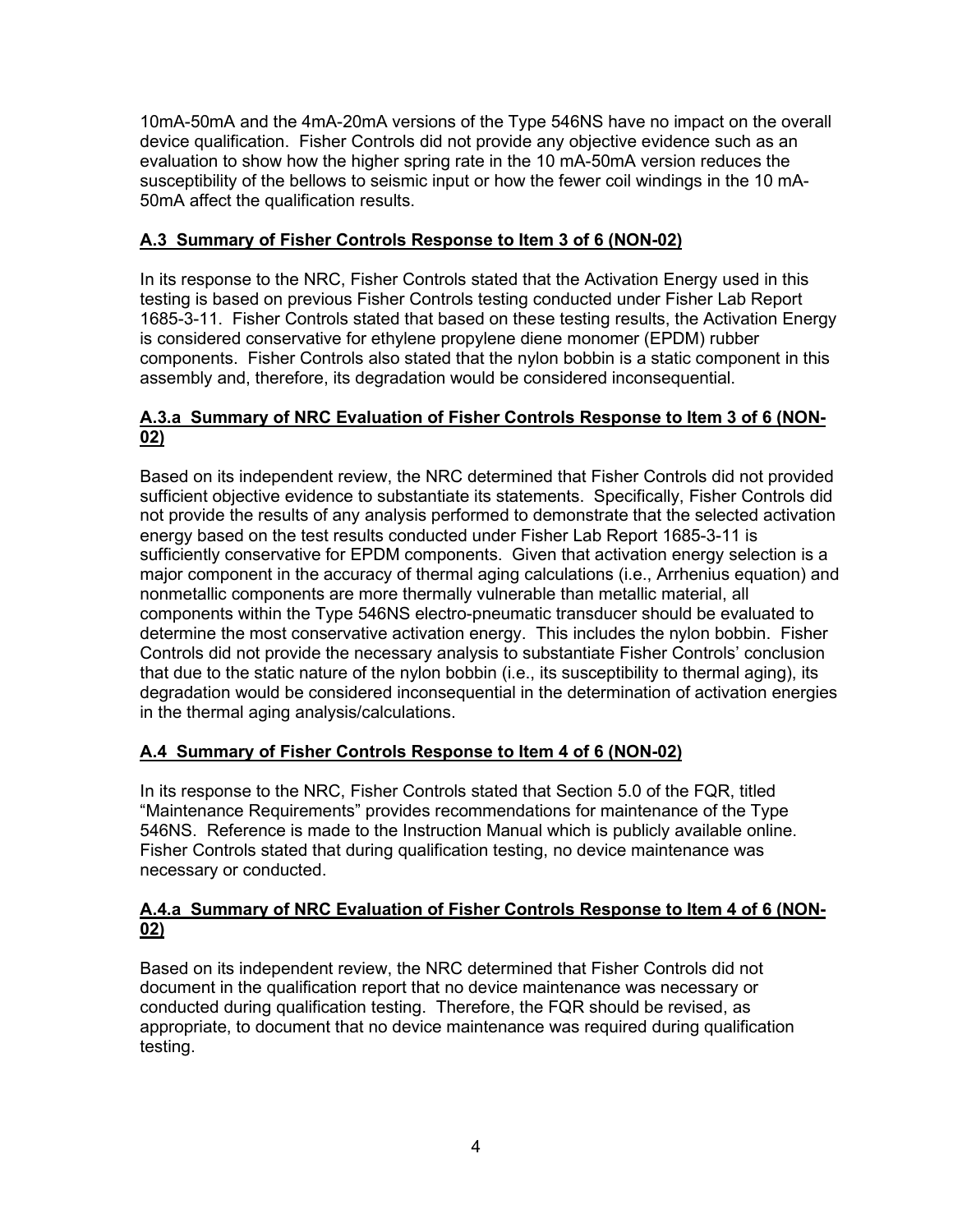10mA-50mA and the 4mA-20mA versions of the Type 546NS have no impact on the overall device qualification. Fisher Controls did not provide any objective evidence such as an evaluation to show how the higher spring rate in the 10 mA-50mA version reduces the susceptibility of the bellows to seismic input or how the fewer coil windings in the 10 mA-50mA affect the qualification results.

### A.3 Summary of Fisher Controls Response to Item 3 of 6 (NON-02)

In its response to the NRC, Fisher Controls stated that the Activation Energy used in this testing is based on previous Fisher Controls testing conducted under Fisher Lab Report 1685-3-11. Fisher Controls stated that based on these testing results, the Activation Energy is considered conservative for ethylene propylene diene monomer (EPDM) rubber components. Fisher Controls also stated that the nylon bobbin is a static component in this assembly and, therefore, its degradation would be considered inconsequential.

### A.3.a Summary of NRC Evaluation of Fisher Controls Response to Item 3 of 6 (NON-02)

Based on its independent review, the NRC determined that Fisher Controls did not provided sufficient objective evidence to substantiate its statements. Specifically, Fisher Controls did not provide the results of any analysis performed to demonstrate that the selected activation energy based on the test results conducted under Fisher Lab Report 1685-3-11 is sufficiently conservative for EPDM components. Given that activation energy selection is a major component in the accuracy of thermal aging calculations (i.e., Arrhenius equation) and nonmetallic components are more thermally vulnerable than metallic material, all components within the Type 546NS electro-pneumatic transducer should be evaluated to determine the most conservative activation energy. This includes the nylon bobbin. Fisher Controls did not provide the necessary analysis to substantiate Fisher Controls' conclusion that due to the static nature of the nylon bobbin (i.e., its susceptibility to thermal aging), its degradation would be considered inconsequential in the determination of activation energies in the thermal aging analysis/calculations.

### A.4 Summary of Fisher Controls Response to Item 4 of 6 (NON-02)

In its response to the NRC, Fisher Controls stated that Section 5.0 of the FQR, titled "Maintenance Requirements" provides recommendations for maintenance of the Type 546NS. Reference is made to the Instruction Manual which is publicly available online. Fisher Controls stated that during qualification testing, no device maintenance was necessary or conducted.

### A.4.a Summary of NRC Evaluation of Fisher Controls Response to Item 4 of 6 (NON-02)

Based on its independent review, the NRC determined that Fisher Controls did not document in the qualification report that no device maintenance was necessary or conducted during qualification testing. Therefore, the FQR should be revised, as appropriate, to document that no device maintenance was required during qualification testing.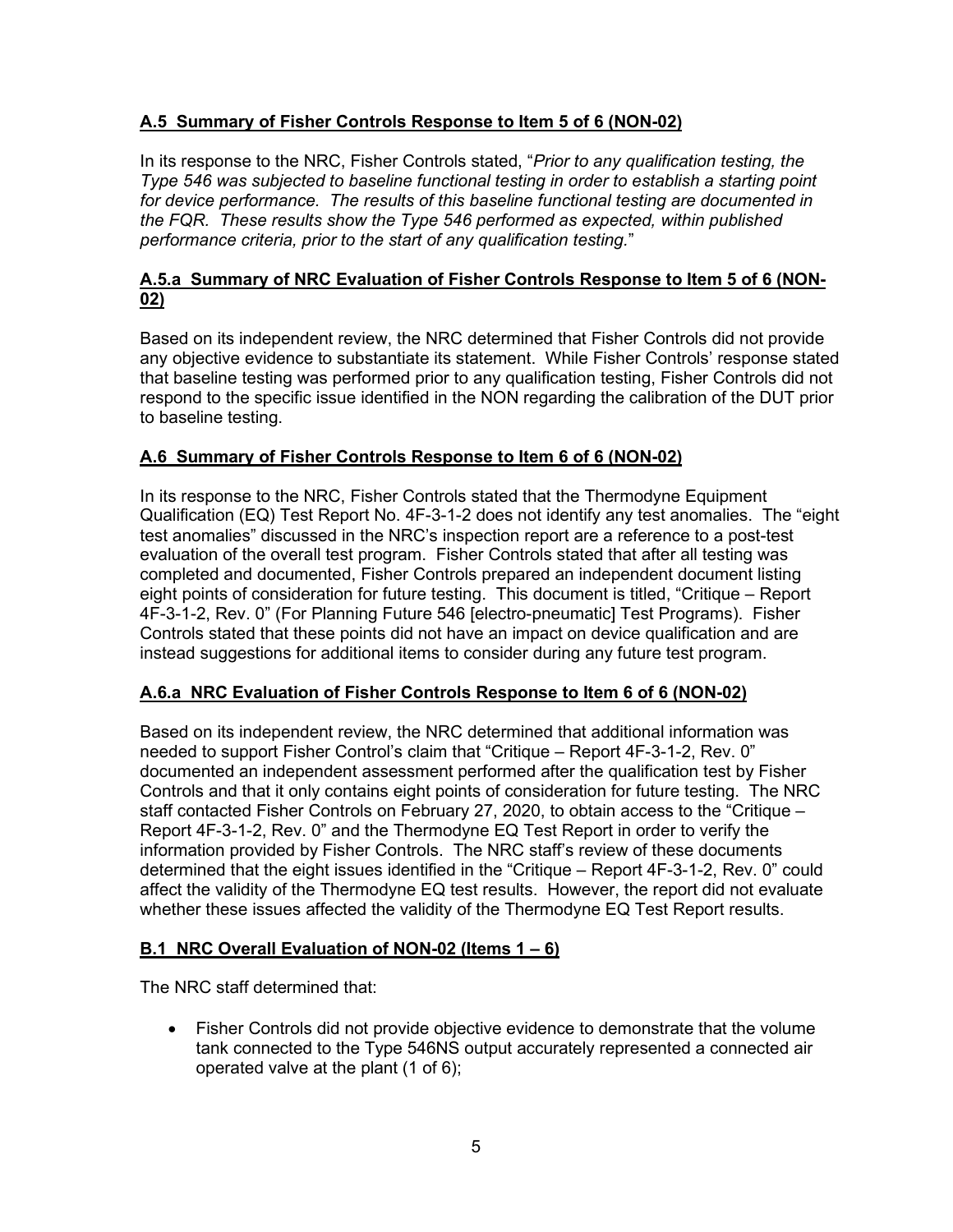**A.5 Summary of Fisher Controls Response to Item 5 of 6 (NON-02)**

In its response to the NRC, Fisher Controls stated, "*Prior to any qualification testing, the Type 546 was subjected to baseline functional testing in order to establish a starting point for device performance. The results of this baseline functional testing are documented in the FQR. These results show the Type 546 performed as expected, within published performance criteria, prior to the start of any qualification testing.*"

**A.5.a Summary of NRC Evaluation of Fisher Controls Response to Item 5 of 6 (NON-02)**

Based on its independent review, the NRC determined that Fisher Controls did not provide any objective evidence to substantiate its statement. While Fisher Controls' response stated that baseline testing was performed prior to any qualification testing, Fisher Controls did not respond to the specific issue identified in the NON regarding the calibration of the DUT prior to baseline testing.

**A.6 Summary of Fisher Controls Response to Item 6 of 6 (NON-02)**

In its response to the NRC, Fisher Controls stated that the Thermodyne Equipment Qualification (EQ) Test Report No. 4F-3-1-2 does not identify any test anomalies. The "eight test anomalies" discussed in the NRC's inspection report are a reference to a post-test evaluation of the overall test program. Fisher Controls stated that after all testing was completed and documented, Fisher Controls prepared an independent document listing eight points of consideration for future testing. This document is titled, "Critique – Report 4F-3-1-2, Rev. 0" (For Planning Future 546 [electro-pneumatic] Test Programs). Fisher Controls stated that these points did not have an impact on device qualification and are instead suggestions for additional items to consider during any future test program.

**A.6.a NRC Evaluation of Fisher Controls Response to Item 6 of 6 (NON-02)**

Based on its independent review, the NRC determined that additional information was needed to support Fisher Control's claim that "Critique – Report 4F-3-1-2, Rev. 0" documented an independent assessment performed after the qualification test by Fisher Controls and that it only contains eight points of consideration for future testing. The NRC staff contacted Fisher Controls on February 27, 2020, to obtain access to the "Critique – Report 4F-3-1-2, Rev. 0" and the Thermodyne EQ Test Report in order to verify the information provided by Fisher Controls. The NRC staff's review of these documents determined that the eight issues identified in the "Critique – Report 4F-3-1-2, Rev. 0" could affect the validity of the Thermodyne EQ test results. However, the report did not evaluate whether these issues affected the validity of the Thermodyne EQ Test Report results.

**B.1 NRC Overall Evaluation of NON-02 (Items 1 – 6)**

The NRC staff determined that:

- Fisher Controls did not provide objective evidence to demonstrate that the volume tank connected to the Type 546NS output accurately represented a connected air operated valve at the plant (1 of 6);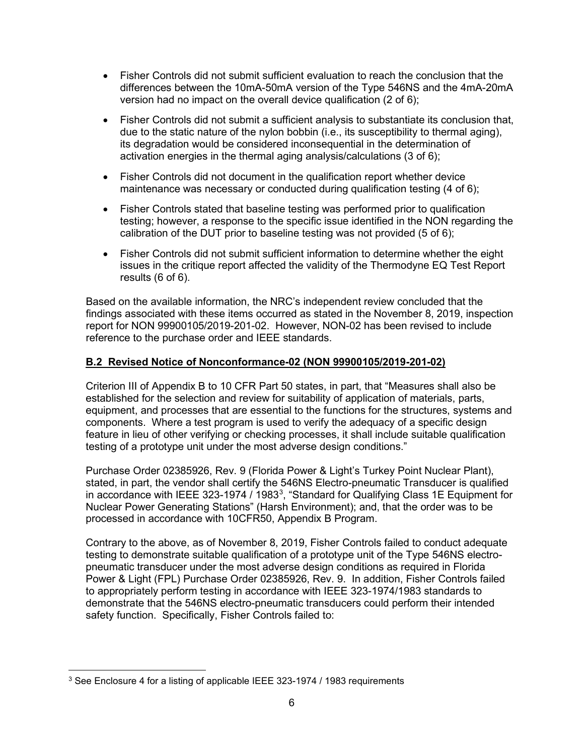- Fisher Controls did not submit sufficient evaluation to reach the conclusion that the differences between the 10mA-50mA version of the Type 546NS and the 4mA-20mA version had no impact on the overall device qualification (2 of 6);

- Fisher Controls did not submit a sufficient analysis to substantiate its conclusion that, due to the static nature of the nylon bobbin (i.e., its susceptibility to thermal aging), its degradation would be considered inconsequential in the determination of activation energies in the thermal aging analysis/calculations (3 of 6);

- Fisher Controls did not document in the qualification report whether device maintenance was necessary or conducted during qualification testing (4 of 6);

- Fisher Controls stated that baseline testing was performed prior to qualification testing; however, a response to the specific issue identified in the NON regarding the calibration of the DUT prior to baseline testing was not provided (5 of 6);

- Fisher Controls did not submit sufficient information to determine whether the eight issues in the critique report affected the validity of the Thermodyne EQ Test Report results (6 of 6).

Based on the available information, the NRC's independent review concluded that the findings associated with these items occurred as stated in the November 8, 2019, inspection report for NON 99900105/2019-201-02. However, NON-02 has been revised to include reference to the purchase order and IEEE standards.

## B.2 Revised Notice of Nonconformance-02 (NON 99900105/2019-201-02)

Criterion III of Appendix B to 10 CFR Part 50 states, in part, that "Measures shall also be established for the selection and review for suitability of application of materials, parts, equipment, and processes that are essential to the functions for the structures, systems and components. Where a test program is used to verify the adequacy of a specific design feature in lieu of other verifying or checking processes, it shall include suitable qualification testing of a prototype unit under the most adverse design conditions."

Purchase Order 02385926, Rev. 9 (Florida Power & Light's Turkey Point Nuclear Plant), stated, in part, the vendor shall certify the 546NS Electro-pneumatic Transducer is qualified in accordance with IEEE 323-1974 / 1983[3], "Standard for Qualifying Class 1E Equipment for Nuclear Power Generating Stations" (Harsh Environment); and, that the order was to be processed in accordance with 10CFR50, Appendix B Program.

Contrary to the above, as of November 8, 2019, Fisher Controls failed to conduct adequate testing to demonstrate suitable qualification of a prototype unit of the Type 546NS electro-pneumatic transducer under the most adverse design conditions as required in Florida Power & Light (FPL) Purchase Order 02385926, Rev. 9. In addition, Fisher Controls failed to appropriately perform testing in accordance with IEEE 323-1974/1983 standards to demonstrate that the 546NS electro-pneumatic transducers could perform their intended safety function. Specifically, Fisher Controls failed to:

[3] See Enclosure 4 for a listing of applicable IEEE 323-1974 / 1983 requirements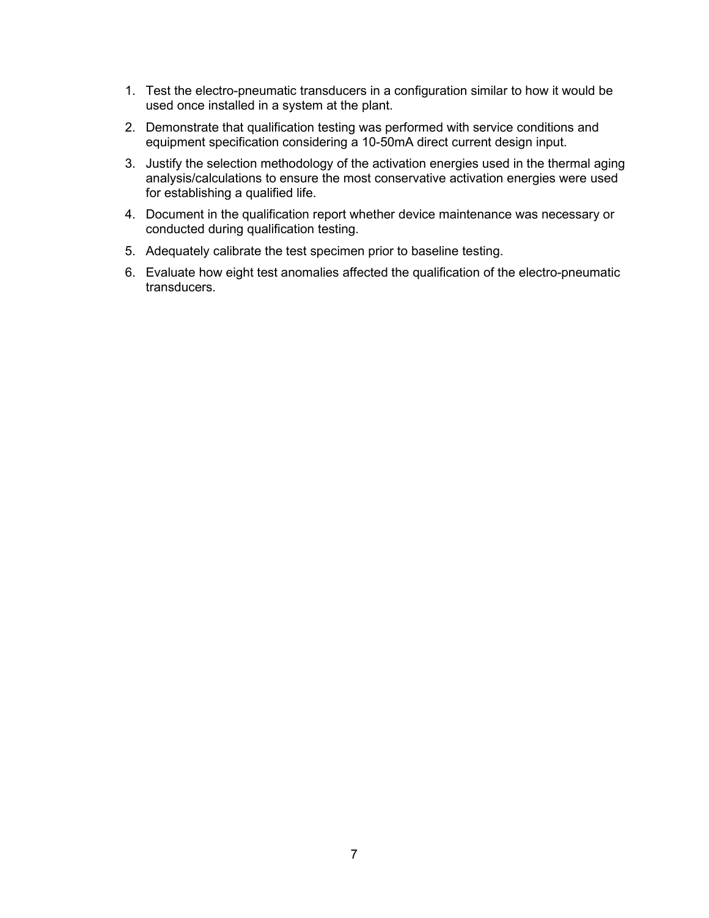1. Test the electro-pneumatic transducers in a configuration similar to how it would be used once installed in a system at the plant.
2. Demonstrate that qualification testing was performed with service conditions and equipment specification considering a 10-50mA direct current design input.
3. Justify the selection methodology of the activation energies used in the thermal aging analysis/calculations to ensure the most conservative activation energies were used for establishing a qualified life.
4. Document in the qualification report whether device maintenance was necessary or conducted during qualification testing.
5. Adequately calibrate the test specimen prior to baseline testing.
6. Evaluate how eight test anomalies affected the qualification of the electro-pneumatic transducers.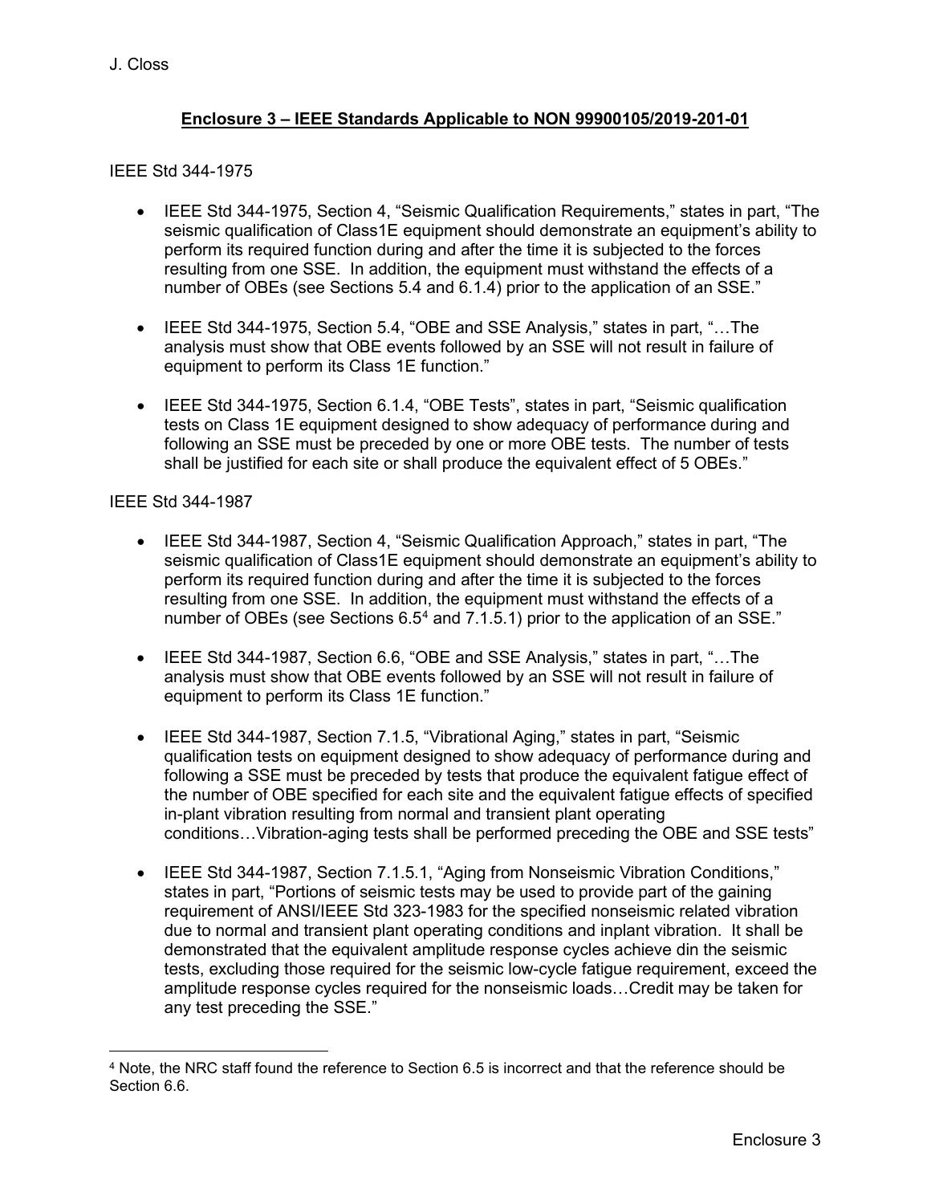## Enclosure 3 – IEEE Standards Applicable to NON 99900105/2019-201-01

IEEE Std 344-1975

- IEEE Std 344-1975, Section 4, "Seismic Qualification Requirements," states in part, "The seismic qualification of Class1E equipment should demonstrate an equipment's ability to perform its required function during and after the time it is subjected to the forces resulting from one SSE. In addition, the equipment must withstand the effects of a number of OBEs (see Sections 5.4 and 6.1.4) prior to the application of an SSE."
- IEEE Std 344-1975, Section 5.4, "OBE and SSE Analysis," states in part, "…The analysis must show that OBE events followed by an SSE will not result in failure of equipment to perform its Class 1E function."
- IEEE Std 344-1975, Section 6.1.4, "OBE Tests", states in part, "Seismic qualification tests on Class 1E equipment designed to show adequacy of performance during and following an SSE must be preceded by one or more OBE tests. The number of tests shall be justified for each site or shall produce the equivalent effect of 5 OBEs."

IEEE Std 344-1987

- IEEE Std 344-1987, Section 4, "Seismic Qualification Approach," states in part, "The seismic qualification of Class1E equipment should demonstrate an equipment's ability to perform its required function during and after the time it is subjected to the forces resulting from one SSE. In addition, the equipment must withstand the effects of a number of OBEs (see Sections 6.5[4] and 7.1.5.1) prior to the application of an SSE."
- IEEE Std 344-1987, Section 6.6, "OBE and SSE Analysis," states in part, "…The analysis must show that OBE events followed by an SSE will not result in failure of equipment to perform its Class 1E function."
- IEEE Std 344-1987, Section 7.1.5, "Vibrational Aging," states in part, "Seismic qualification tests on equipment designed to show adequacy of performance during and following a SSE must be preceded by tests that produce the equivalent fatigue effect of the number of OBE specified for each site and the equivalent fatigue effects of specified in-plant vibration resulting from normal and transient plant operating conditions…Vibration-aging tests shall be performed preceding the OBE and SSE tests"
- IEEE Std 344-1987, Section 7.1.5.1, "Aging from Nonseismic Vibration Conditions," states in part, "Portions of seismic tests may be used to provide part of the gaining requirement of ANSI/IEEE Std 323-1983 for the specified nonseismic related vibration due to normal and transient plant operating conditions and inplant vibration. It shall be demonstrated that the equivalent amplitude response cycles achieve din the seismic tests, excluding those required for the seismic low-cycle fatigue requirement, exceed the amplitude response cycles required for the nonseismic loads…Credit may be taken for any test preceding the SSE."

---

[4] Note, the NRC staff found the reference to Section 6.5 is incorrect and that the reference should be Section 6.6.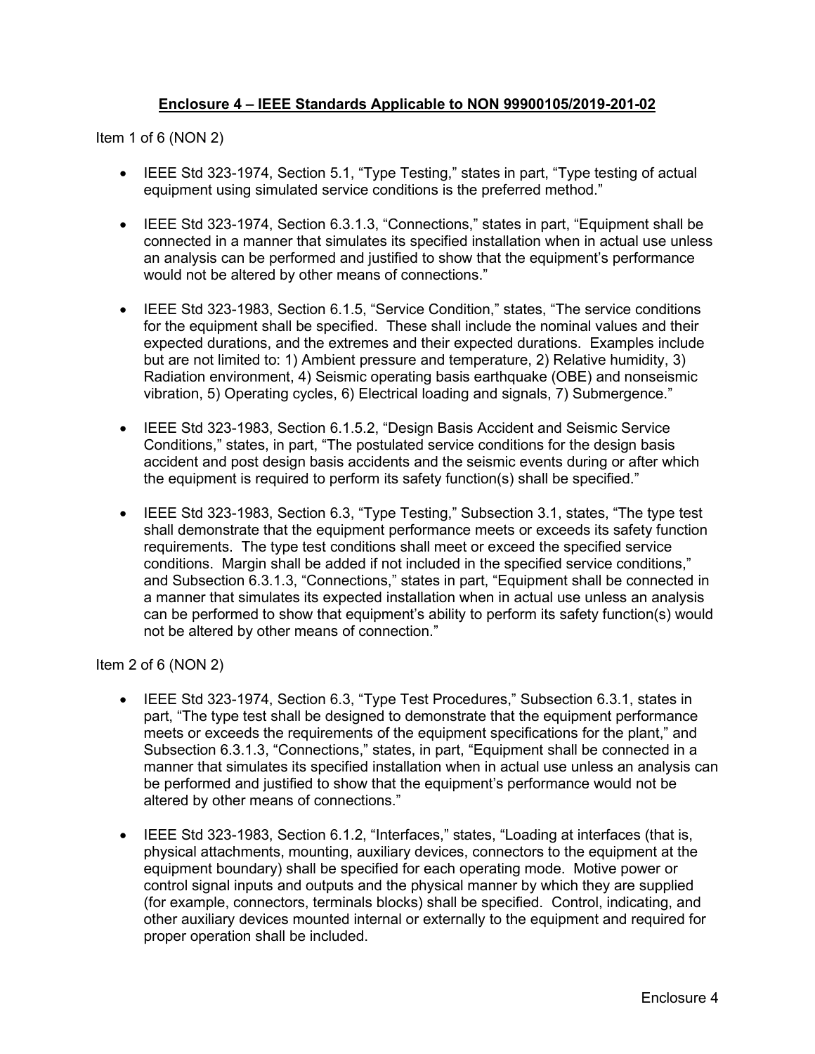**Enclosure 4 – IEEE Standards Applicable to NON 99900105/2019-201-02**

Item 1 of 6 (NON 2)

- IEEE Std 323-1974, Section 5.1, "Type Testing," states in part, "Type testing of actual equipment using simulated service conditions is the preferred method."
- IEEE Std 323-1974, Section 6.3.1.3, "Connections," states in part, "Equipment shall be connected in a manner that simulates its specified installation when in actual use unless an analysis can be performed and justified to show that the equipment's performance would not be altered by other means of connections."
- IEEE Std 323-1983, Section 6.1.5, "Service Condition," states, "The service conditions for the equipment shall be specified. These shall include the nominal values and their expected durations, and the extremes and their expected durations. Examples include but are not limited to: 1) Ambient pressure and temperature, 2) Relative humidity, 3) Radiation environment, 4) Seismic operating basis earthquake (OBE) and nonseismic vibration, 5) Operating cycles, 6) Electrical loading and signals, 7) Submergence."
- IEEE Std 323-1983, Section 6.1.5.2, "Design Basis Accident and Seismic Service Conditions," states, in part, "The postulated service conditions for the design basis accident and post design basis accidents and the seismic events during or after which the equipment is required to perform its safety function(s) shall be specified."
- IEEE Std 323-1983, Section 6.3, "Type Testing," Subsection 3.1, states, "The type test shall demonstrate that the equipment performance meets or exceeds its safety function requirements. The type test conditions shall meet or exceed the specified service conditions. Margin shall be added if not included in the specified service conditions," and Subsection 6.3.1.3, "Connections," states in part, "Equipment shall be connected in a manner that simulates its expected installation when in actual use unless an analysis can be performed to show that equipment's ability to perform its safety function(s) would not be altered by other means of connection."

Item 2 of 6 (NON 2)

- IEEE Std 323-1974, Section 6.3, "Type Test Procedures," Subsection 6.3.1, states in part, "The type test shall be designed to demonstrate that the equipment performance meets or exceeds the requirements of the equipment specifications for the plant," and Subsection 6.3.1.3, "Connections," states, in part, "Equipment shall be connected in a manner that simulates its specified installation when in actual use unless an analysis can be performed and justified to show that the equipment's performance would not be altered by other means of connections."
- IEEE Std 323-1983, Section 6.1.2, "Interfaces," states, "Loading at interfaces (that is, physical attachments, mounting, auxiliary devices, connectors to the equipment at the equipment boundary) shall be specified for each operating mode. Motive power or control signal inputs and outputs and the physical manner by which they are supplied (for example, connectors, terminals blocks) shall be specified. Control, indicating, and other auxiliary devices mounted internal or externally to the equipment and required for proper operation shall be included.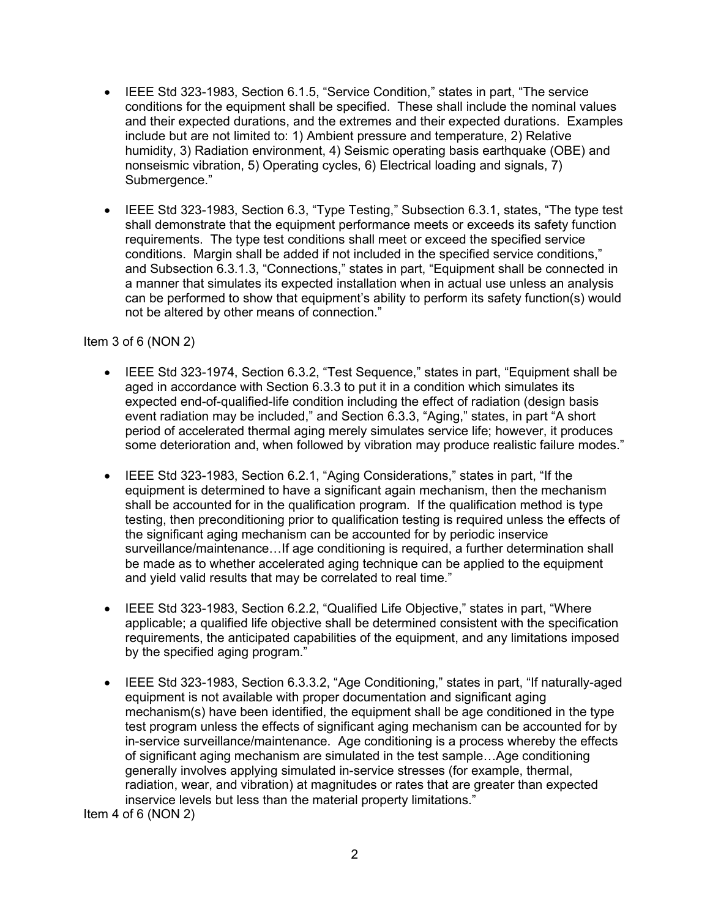- IEEE Std 323-1983, Section 6.1.5, "Service Condition," states in part, "The service conditions for the equipment shall be specified. These shall include the nominal values and their expected durations, and the extremes and their expected durations. Examples include but are not limited to: 1) Ambient pressure and temperature, 2) Relative humidity, 3) Radiation environment, 4) Seismic operating basis earthquake (OBE) and nonseismic vibration, 5) Operating cycles, 6) Electrical loading and signals, 7) Submergence."

- IEEE Std 323-1983, Section 6.3, "Type Testing," Subsection 6.3.1, states, "The type test shall demonstrate that the equipment performance meets or exceeds its safety function requirements. The type test conditions shall meet or exceed the specified service conditions. Margin shall be added if not included in the specified service conditions," and Subsection 6.3.1.3, "Connections," states in part, "Equipment shall be connected in a manner that simulates its expected installation when in actual use unless an analysis can be performed to show that equipment's ability to perform its safety function(s) would not be altered by other means of connection."

Item 3 of 6 (NON 2)

- IEEE Std 323-1974, Section 6.3.2, "Test Sequence," states in part, "Equipment shall be aged in accordance with Section 6.3.3 to put it in a condition which simulates its expected end-of-qualified-life condition including the effect of radiation (design basis event radiation may be included," and Section 6.3.3, "Aging," states, in part "A short period of accelerated thermal aging merely simulates service life; however, it produces some deterioration and, when followed by vibration may produce realistic failure modes."

- IEEE Std 323-1983, Section 6.2.1, "Aging Considerations," states in part, "If the equipment is determined to have a significant again mechanism, then the mechanism shall be accounted for in the qualification program. If the qualification method is type testing, then preconditioning prior to qualification testing is required unless the effects of the significant aging mechanism can be accounted for by periodic inservice surveillance/maintenance…If age conditioning is required, a further determination shall be made as to whether accelerated aging technique can be applied to the equipment and yield valid results that may be correlated to real time."

- IEEE Std 323-1983, Section 6.2.2, "Qualified Life Objective," states in part, "Where applicable; a qualified life objective shall be determined consistent with the specification requirements, the anticipated capabilities of the equipment, and any limitations imposed by the specified aging program."

- IEEE Std 323-1983, Section 6.3.3.2, "Age Conditioning," states in part, "If naturally-aged equipment is not available with proper documentation and significant aging mechanism(s) have been identified, the equipment shall be age conditioned in the type test program unless the effects of significant aging mechanism can be accounted for by in-service surveillance/maintenance. Age conditioning is a process whereby the effects of significant aging mechanism are simulated in the test sample…Age conditioning generally involves applying simulated in-service stresses (for example, thermal, radiation, wear, and vibration) at magnitudes or rates that are greater than expected inservice levels but less than the material property limitations."

Item 4 of 6 (NON 2)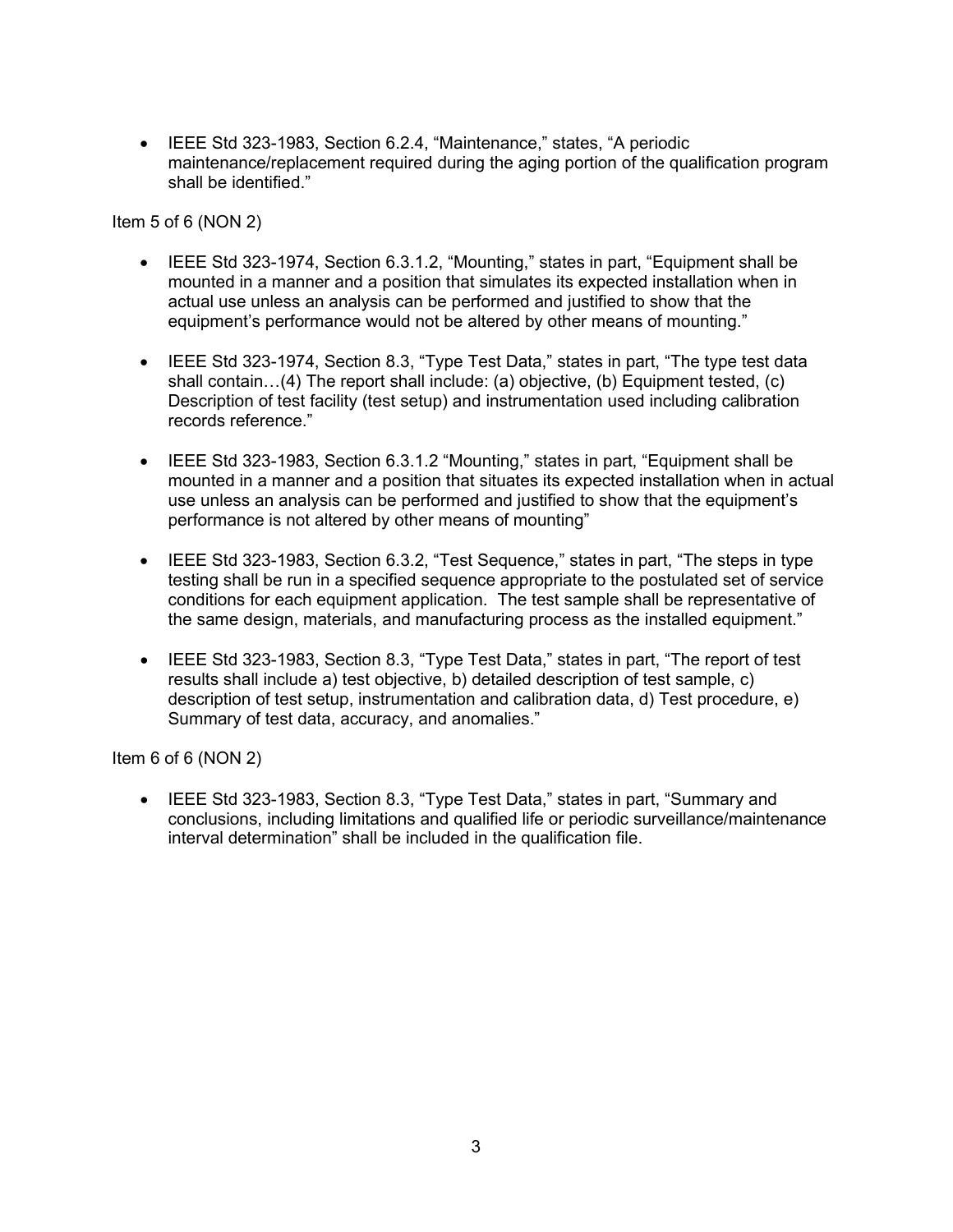- IEEE Std 323-1983, Section 6.2.4, "Maintenance," states, "A periodic maintenance/replacement required during the aging portion of the qualification program shall be identified."

Item 5 of 6 (NON 2)

- IEEE Std 323-1974, Section 6.3.1.2, "Mounting," states in part, "Equipment shall be mounted in a manner and a position that simulates its expected installation when in actual use unless an analysis can be performed and justified to show that the equipment's performance would not be altered by other means of mounting."

- IEEE Std 323-1974, Section 8.3, "Type Test Data," states in part, "The type test data shall contain…(4) The report shall include: (a) objective, (b) Equipment tested, (c) Description of test facility (test setup) and instrumentation used including calibration records reference."

- IEEE Std 323-1983, Section 6.3.1.2 "Mounting," states in part, "Equipment shall be mounted in a manner and a position that situates its expected installation when in actual use unless an analysis can be performed and justified to show that the equipment's performance is not altered by other means of mounting"

- IEEE Std 323-1983, Section 6.3.2, "Test Sequence," states in part, "The steps in type testing shall be run in a specified sequence appropriate to the postulated set of service conditions for each equipment application. The test sample shall be representative of the same design, materials, and manufacturing process as the installed equipment."

- IEEE Std 323-1983, Section 8.3, "Type Test Data," states in part, "The report of test results shall include a) test objective, b) detailed description of test sample, c) description of test setup, instrumentation and calibration data, d) Test procedure, e) Summary of test data, accuracy, and anomalies."

Item 6 of 6 (NON 2)

- IEEE Std 323-1983, Section 8.3, "Type Test Data," states in part, "Summary and conclusions, including limitations and qualified life or periodic surveillance/maintenance interval determination" shall be included in the qualification file.